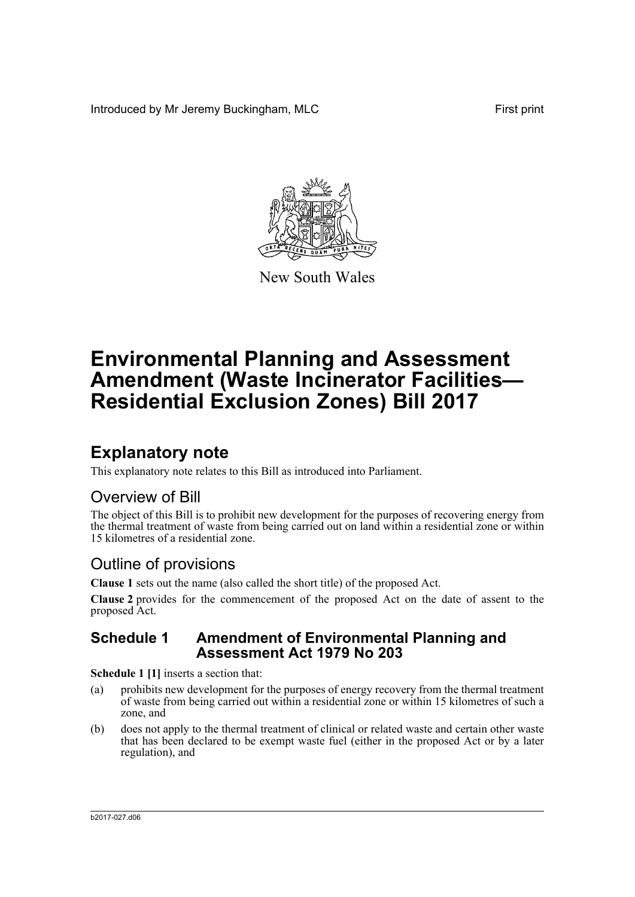Introduced by Mr Jeremy Buckingham, MLC First print

New South Wales

# Environmental Planning and Assessment Amendment (Waste Incinerator Facilities—Residential Exclusion Zones) Bill 2017

## Explanatory note

This explanatory note relates to this Bill as introduced into Parliament.

### Overview of Bill

The object of this Bill is to prohibit new development for the purposes of recovering energy from the thermal treatment of waste from being carried out on land within a residential zone or within 15 kilometres of a residential zone.

### Outline of provisions

**Clause 1** sets out the name (also called the short title) of the proposed Act.

**Clause 2** provides for the commencement of the proposed Act on the date of assent to the proposed Act.

### Schedule 1 Amendment of Environmental Planning and Assessment Act 1979 No 203

**Schedule 1 [1]** inserts a section that:

(a) prohibits new development for the purposes of energy recovery from the thermal treatment of waste from being carried out within a residential zone or within 15 kilometres of such a zone, and

(b) does not apply to the thermal treatment of clinical or related waste and certain other waste that has been declared to be exempt waste fuel (either in the proposed Act or by a later regulation), and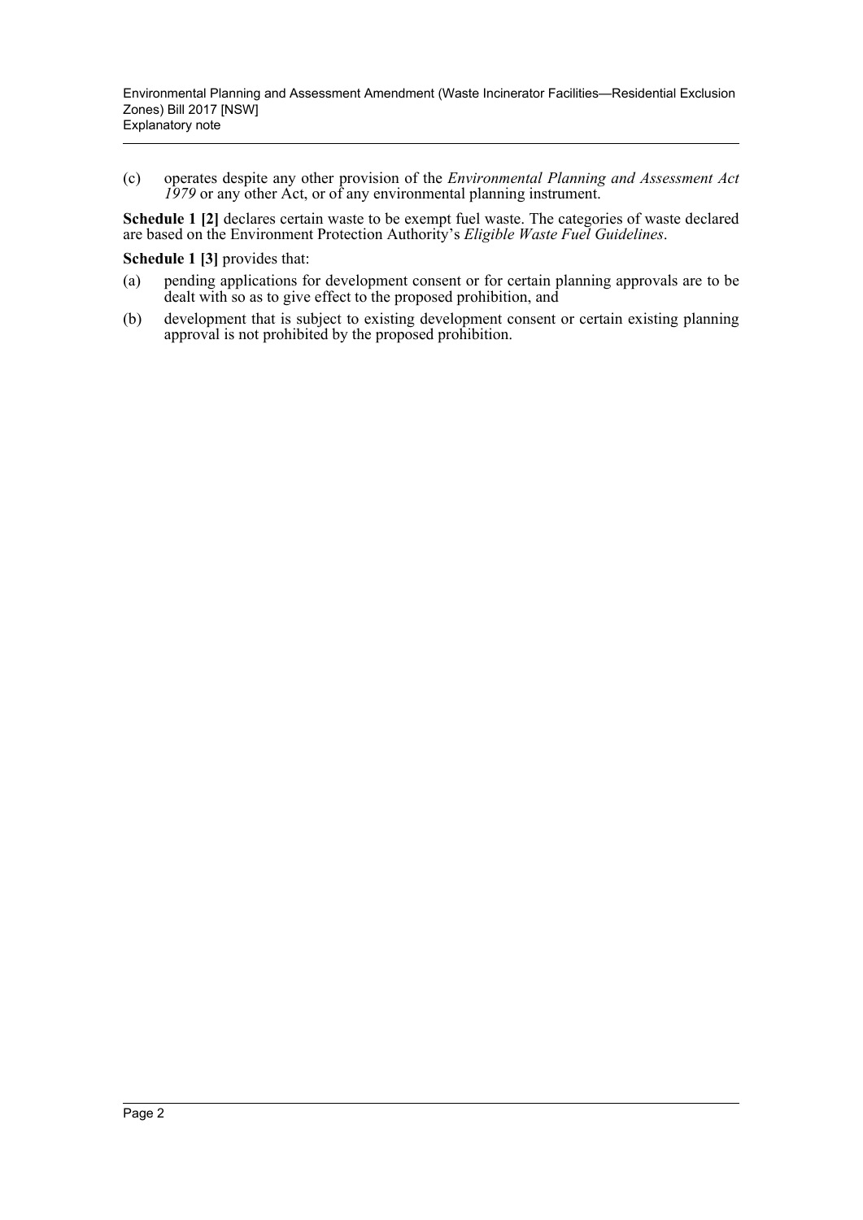(c) operates despite any other provision of the *Environmental Planning and Assessment Act 1979* or any other Act, or of any environmental planning instrument.

**Schedule 1 [2]** declares certain waste to be exempt fuel waste. The categories of waste declared are based on the Environment Protection Authority's *Eligible Waste Fuel Guidelines*.

**Schedule 1 [3]** provides that:

(a) pending applications for development consent or for certain planning approvals are to be dealt with so as to give effect to the proposed prohibition, and

(b) development that is subject to existing development consent or certain existing planning approval is not prohibited by the proposed prohibition.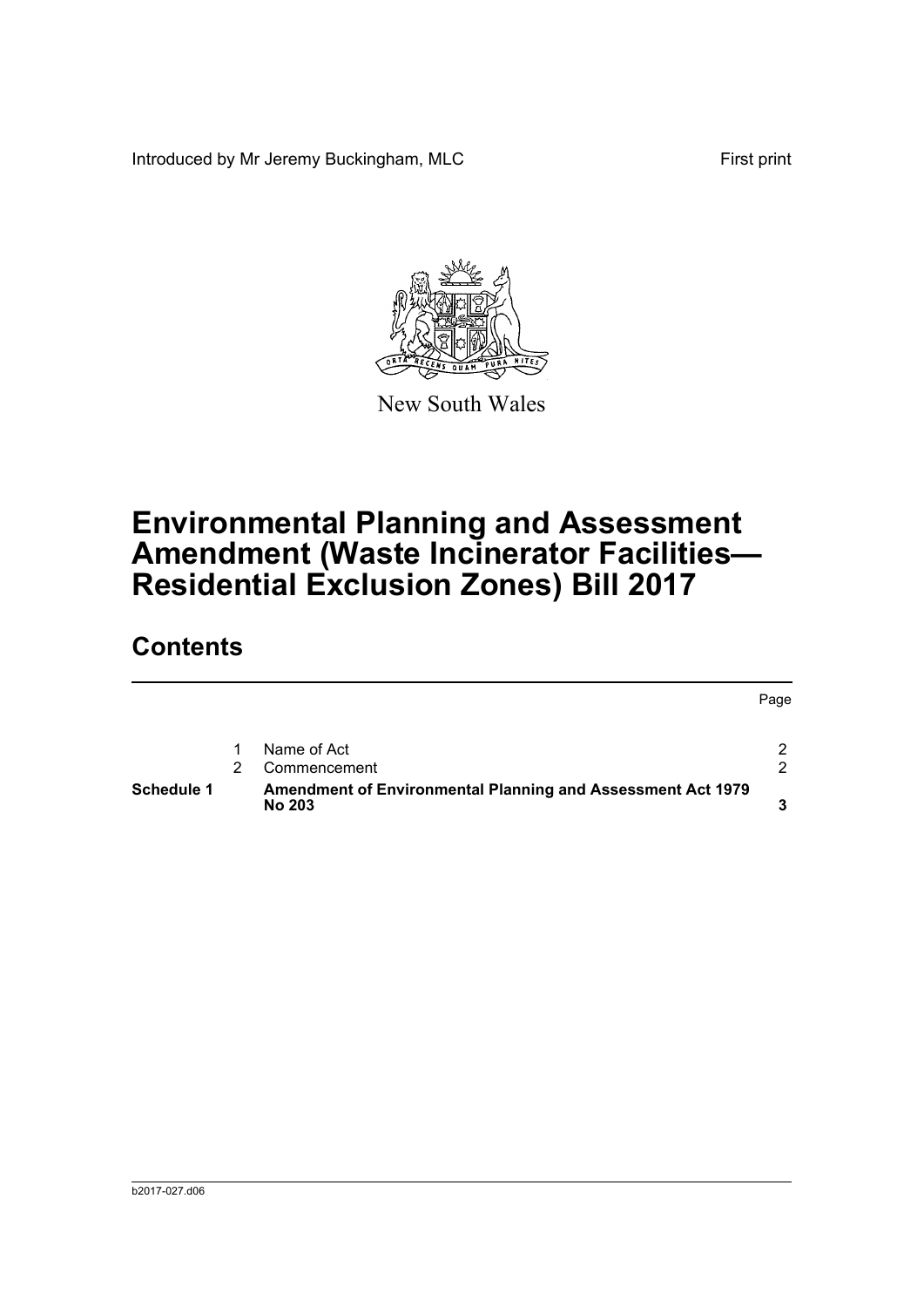Introduced by Mr Jeremy Buckingham, MLC

First print

New South Wales

# Environmental Planning and Assessment Amendment (Waste Incinerator Facilities—Residential Exclusion Zones) Bill 2017

## Contents

| | | | Page |
|---|---|---|---|
| | 1 | Name of Act | 2 |
| | 2 | Commencement | 2 |
| **Schedule 1** | | **Amendment of Environmental Planning and Assessment Act 1979 No 203** | **3** |

b2017-027.d06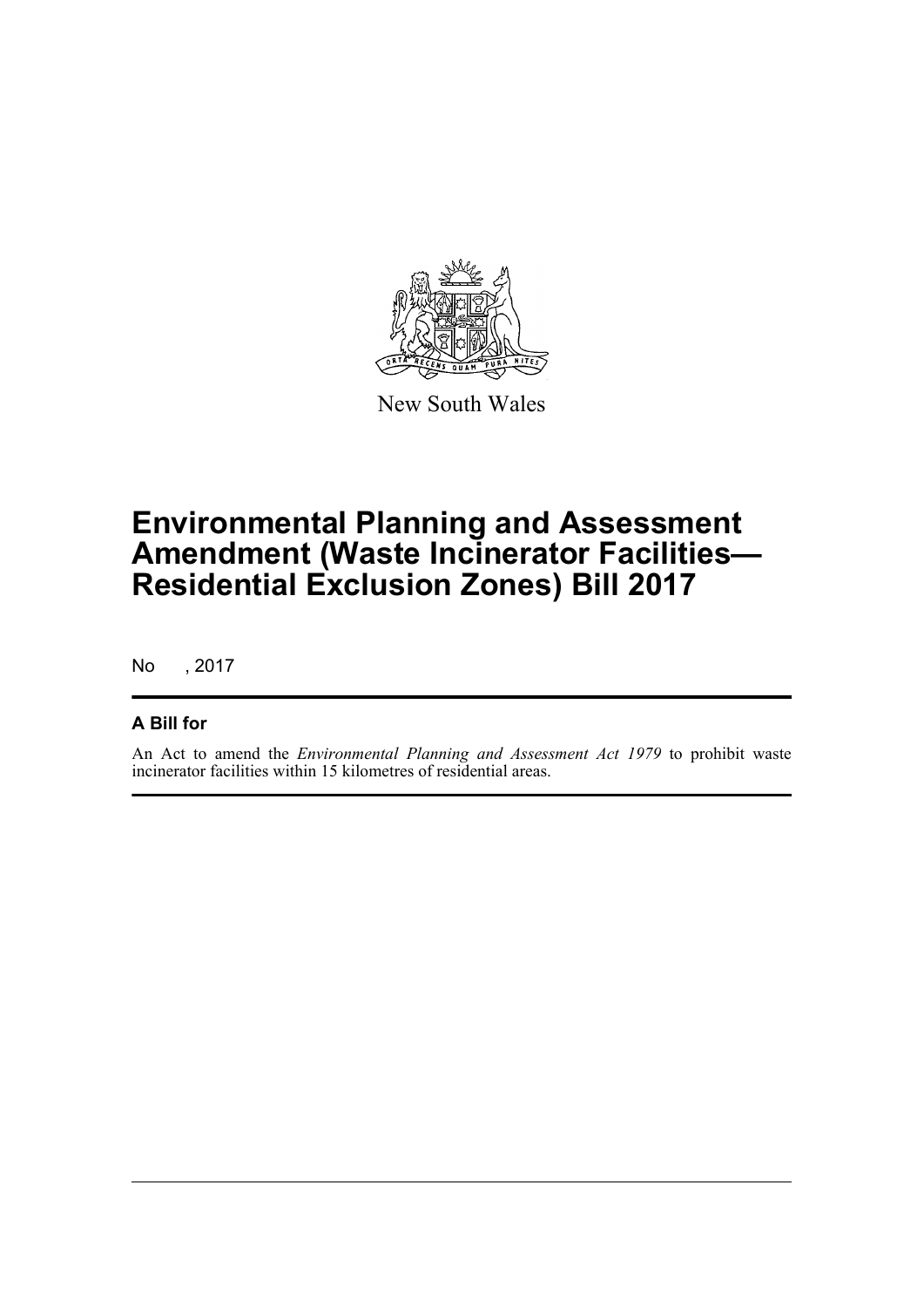New South Wales

# Environmental Planning and Assessment Amendment (Waste Incinerator Facilities—Residential Exclusion Zones) Bill 2017

No , 2017

## A Bill for

An Act to amend the *Environmental Planning and Assessment Act 1979* to prohibit waste incinerator facilities within 15 kilometres of residential areas.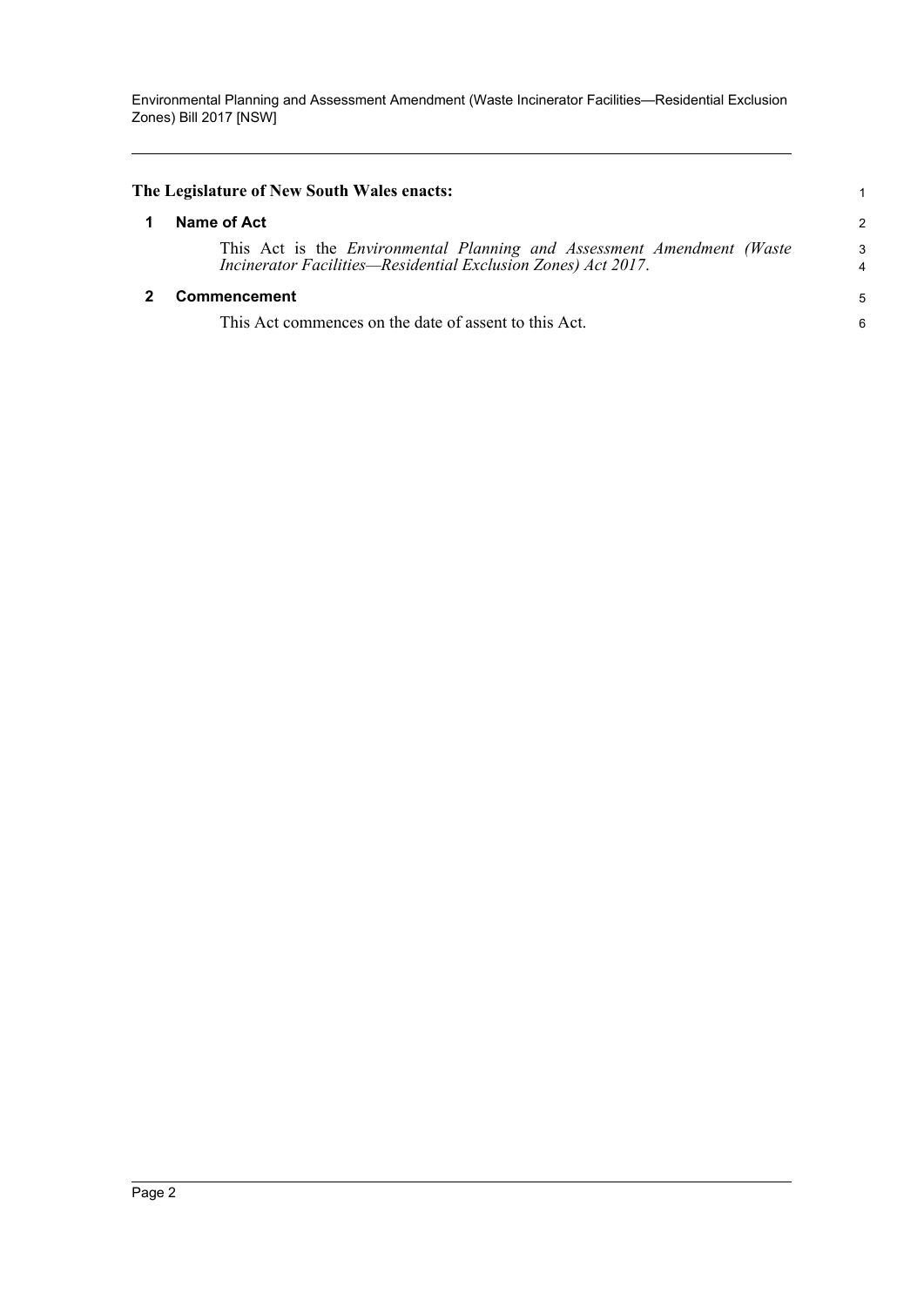**The Legislature of New South Wales enacts:**

## 1 Name of Act

This Act is the *Environmental Planning and Assessment Amendment (Waste Incinerator Facilities—Residential Exclusion Zones) Act 2017*.

## 2 Commencement

This Act commences on the date of assent to this Act.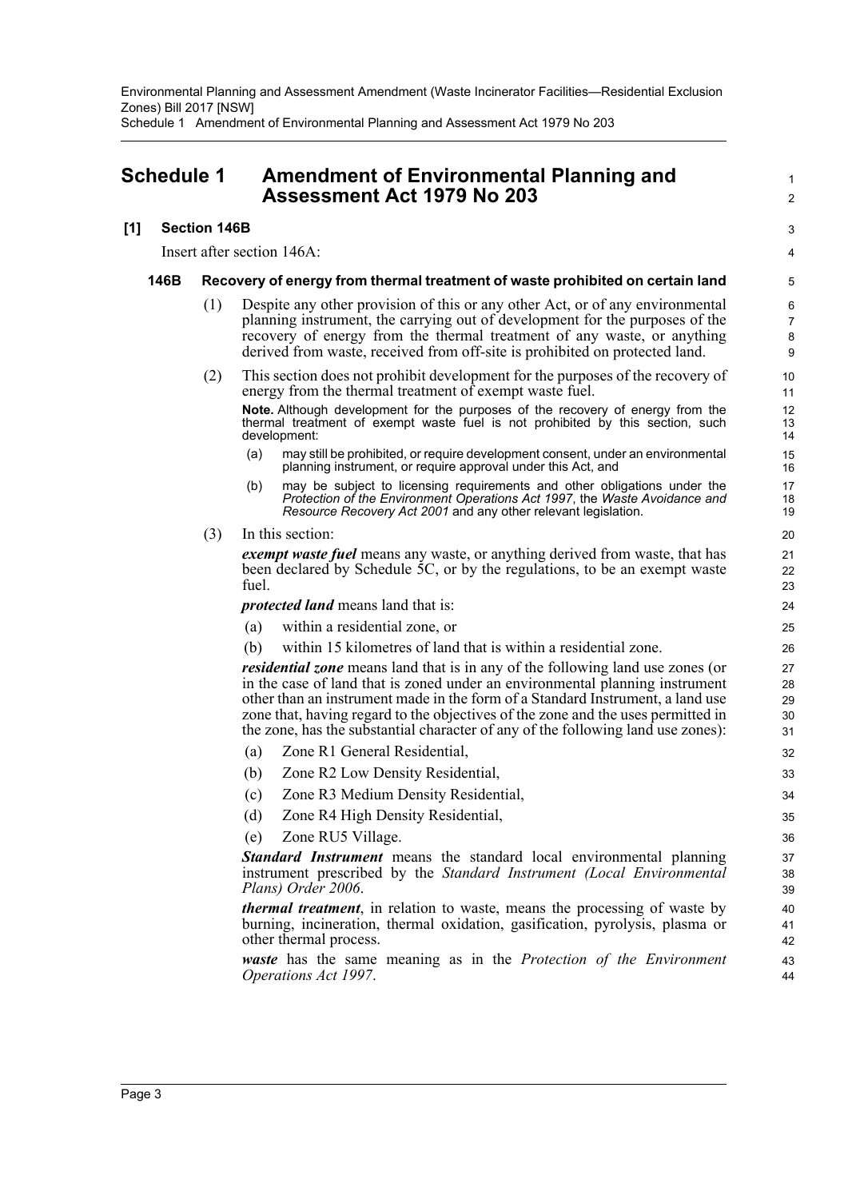# Schedule 1 Amendment of Environmental Planning and Assessment Act 1979 No 203

## [1] Section 146B

Insert after section 146A:

### 146B Recovery of energy from thermal treatment of waste prohibited on certain land

(1) Despite any other provision of this or any other Act, or of any environmental planning instrument, the carrying out of development for the purposes of the recovery of energy from the thermal treatment of any waste, or anything derived from waste, received from off-site is prohibited on protected land.

(2) This section does not prohibit development for the purposes of the recovery of energy from the thermal treatment of exempt waste fuel.

**Note.** Although development for the purposes of the recovery of energy from the thermal treatment of exempt waste fuel is not prohibited by this section, such development:

- (a) may still be prohibited, or require development consent, under an environmental planning instrument, or require approval under this Act, and
- (b) may be subject to licensing requirements and other obligations under the *Protection of the Environment Operations Act 1997*, the *Waste Avoidance and Resource Recovery Act 2001* and any other relevant legislation.

(3) In this section:

***exempt waste fuel*** means any waste, or anything derived from waste, that has been declared by Schedule 5C, or by the regulations, to be an exempt waste fuel.

***protected land*** means land that is:

- (a) within a residential zone, or
- (b) within 15 kilometres of land that is within a residential zone.

***residential zone*** means land that is in any of the following land use zones (or in the case of land that is zoned under an environmental planning instrument other than an instrument made in the form of a Standard Instrument, a land use zone that, having regard to the objectives of the zone and the uses permitted in the zone, has the substantial character of any of the following land use zones):

- (a) Zone R1 General Residential,
- (b) Zone R2 Low Density Residential,
- (c) Zone R3 Medium Density Residential,
- (d) Zone R4 High Density Residential,
- (e) Zone RU5 Village.

***Standard Instrument*** means the standard local environmental planning instrument prescribed by the *Standard Instrument (Local Environmental Plans) Order 2006*.

***thermal treatment***, in relation to waste, means the processing of waste by burning, incineration, thermal oxidation, gasification, pyrolysis, plasma or other thermal process.

***waste*** has the same meaning as in the *Protection of the Environment Operations Act 1997*.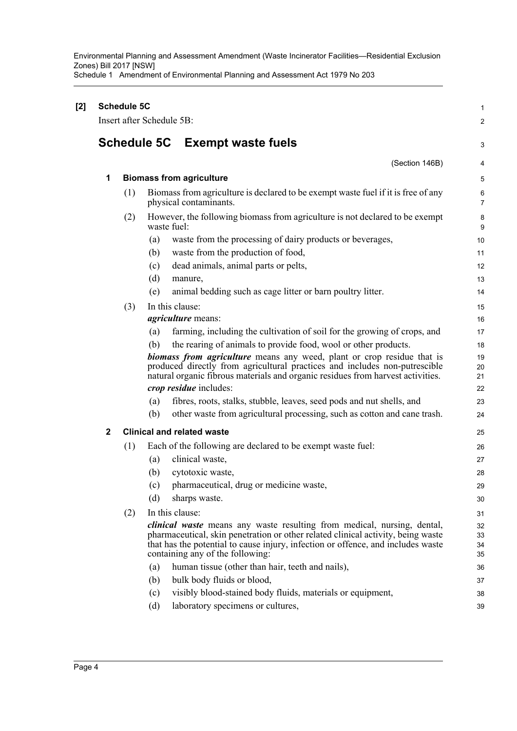**[2] Schedule 5C**

Insert after Schedule 5B:

## Schedule 5C Exempt waste fuels

(Section 146B)

**1 Biomass from agriculture**

(1) Biomass from agriculture is declared to be exempt waste fuel if it is free of any physical contaminants.

(2) However, the following biomass from agriculture is not declared to be exempt waste fuel:

- (a) waste from the processing of dairy products or beverages,
- (b) waste from the production of food,
- (c) dead animals, animal parts or pelts,
- (d) manure,
- (e) animal bedding such as cage litter or barn poultry litter.

(3) In this clause:

***agriculture*** means:

- (a) farming, including the cultivation of soil for the growing of crops, and
- (b) the rearing of animals to provide food, wool or other products.

***biomass from agriculture*** means any weed, plant or crop residue that is produced directly from agricultural practices and includes non-putrescible natural organic fibrous materials and organic residues from harvest activities.

***crop residue*** includes:

- (a) fibres, roots, stalks, stubble, leaves, seed pods and nut shells, and
- (b) other waste from agricultural processing, such as cotton and cane trash.

**2 Clinical and related waste**

(1) Each of the following are declared to be exempt waste fuel:

- (a) clinical waste,
- (b) cytotoxic waste,
- (c) pharmaceutical, drug or medicine waste,
- (d) sharps waste.

(2) In this clause:

***clinical waste*** means any waste resulting from medical, nursing, dental, pharmaceutical, skin penetration or other related clinical activity, being waste that has the potential to cause injury, infection or offence, and includes waste containing any of the following:

- (a) human tissue (other than hair, teeth and nails),
- (b) bulk body fluids or blood,
- (c) visibly blood-stained body fluids, materials or equipment,
- (d) laboratory specimens or cultures,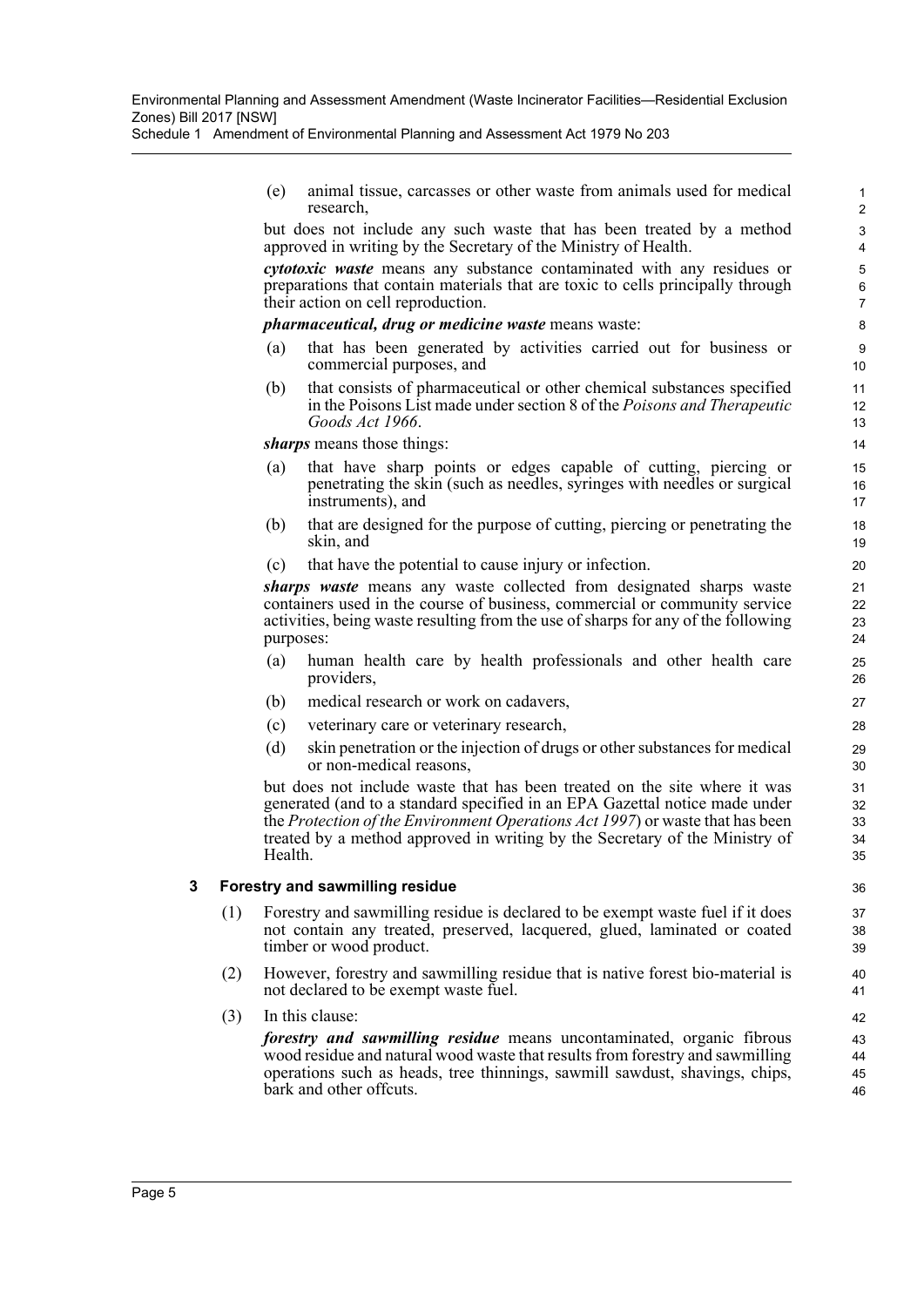(e) animal tissue, carcasses or other waste from animals used for medical research,

but does not include any such waste that has been treated by a method approved in writing by the Secretary of the Ministry of Health.

***cytotoxic waste*** means any substance contaminated with any residues or preparations that contain materials that are toxic to cells principally through their action on cell reproduction.

***pharmaceutical, drug or medicine waste*** means waste:

(a) that has been generated by activities carried out for business or commercial purposes, and

(b) that consists of pharmaceutical or other chemical substances specified in the Poisons List made under section 8 of the *Poisons and Therapeutic Goods Act 1966*.

***sharps*** means those things:

(a) that have sharp points or edges capable of cutting, piercing or penetrating the skin (such as needles, syringes with needles or surgical instruments), and

(b) that are designed for the purpose of cutting, piercing or penetrating the skin, and

(c) that have the potential to cause injury or infection.

***sharps waste*** means any waste collected from designated sharps waste containers used in the course of business, commercial or community service activities, being waste resulting from the use of sharps for any of the following purposes:

(a) human health care by health professionals and other health care providers,

(b) medical research or work on cadavers,

(c) veterinary care or veterinary research,

(d) skin penetration or the injection of drugs or other substances for medical or non-medical reasons,

but does not include waste that has been treated on the site where it was generated (and to a standard specified in an EPA Gazettal notice made under the *Protection of the Environment Operations Act 1997*) or waste that has been treated by a method approved in writing by the Secretary of the Ministry of Health.

### 3 Forestry and sawmilling residue

(1) Forestry and sawmilling residue is declared to be exempt waste fuel if it does not contain any treated, preserved, lacquered, glued, laminated or coated timber or wood product.

(2) However, forestry and sawmilling residue that is native forest bio-material is not declared to be exempt waste fuel.

(3) In this clause:

***forestry and sawmilling residue*** means uncontaminated, organic fibrous wood residue and natural wood waste that results from forestry and sawmilling operations such as heads, tree thinnings, sawmill sawdust, shavings, chips, bark and other offcuts.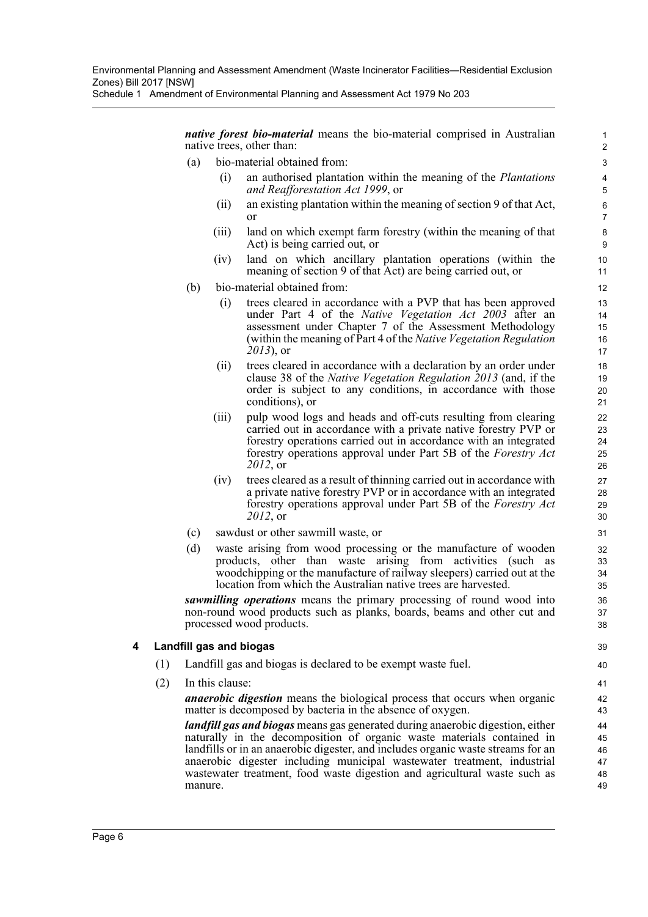***native forest bio-material*** means the bio-material comprised in Australian native trees, other than:

(a) bio-material obtained from:

   (i) an authorised plantation within the meaning of the *Plantations and Reafforestation Act 1999*, or

   (ii) an existing plantation within the meaning of section 9 of that Act, or

   (iii) land on which exempt farm forestry (within the meaning of that Act) is being carried out, or

   (iv) land on which ancillary plantation operations (within the meaning of section 9 of that Act) are being carried out, or

(b) bio-material obtained from:

   (i) trees cleared in accordance with a PVP that has been approved under Part 4 of the *Native Vegetation Act 2003* after an assessment under Chapter 7 of the Assessment Methodology (within the meaning of Part 4 of the *Native Vegetation Regulation 2013*), or

   (ii) trees cleared in accordance with a declaration by an order under clause 38 of the *Native Vegetation Regulation 2013* (and, if the order is subject to any conditions, in accordance with those conditions), or

   (iii) pulp wood logs and heads and off-cuts resulting from clearing carried out in accordance with a private native forestry PVP or forestry operations carried out in accordance with an integrated forestry operations approval under Part 5B of the *Forestry Act 2012*, or

   (iv) trees cleared as a result of thinning carried out in accordance with a private native forestry PVP or in accordance with an integrated forestry operations approval under Part 5B of the *Forestry Act 2012*, or

(c) sawdust or other sawmill waste, or

(d) waste arising from wood processing or the manufacture of wooden products, other than waste arising from activities (such as woodchipping or the manufacture of railway sleepers) carried out at the location from which the Australian native trees are harvested.

***sawmilling operations*** means the primary processing of round wood into non-round wood products such as planks, boards, beams and other cut and processed wood products.

### 4 Landfill gas and biogas

(1) Landfill gas and biogas is declared to be exempt waste fuel.

(2) In this clause:

***anaerobic digestion*** means the biological process that occurs when organic matter is decomposed by bacteria in the absence of oxygen.

***landfill gas and biogas*** means gas generated during anaerobic digestion, either naturally in the decomposition of organic waste materials contained in landfills or in an anaerobic digester, and includes organic waste streams for an anaerobic digester including municipal wastewater treatment, industrial wastewater treatment, food waste digestion and agricultural waste such as manure.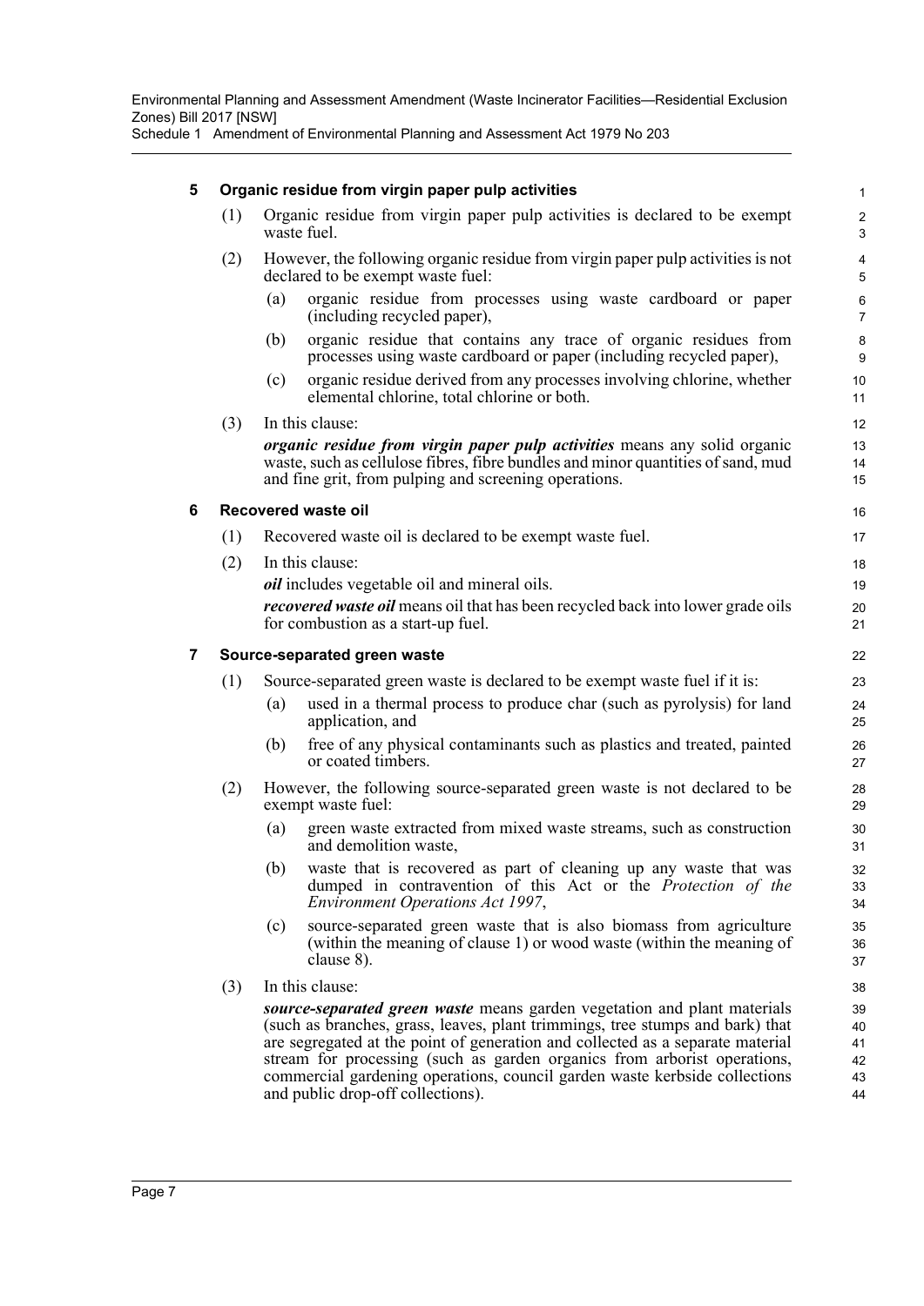### 5 Organic residue from virgin paper pulp activities

(1) Organic residue from virgin paper pulp activities is declared to be exempt waste fuel.

(2) However, the following organic residue from virgin paper pulp activities is not declared to be exempt waste fuel:

(a) organic residue from processes using waste cardboard or paper (including recycled paper),

(b) organic residue that contains any trace of organic residues from processes using waste cardboard or paper (including recycled paper),

(c) organic residue derived from any processes involving chlorine, whether elemental chlorine, total chlorine or both.

(3) In this clause:

***organic residue from virgin paper pulp activities*** means any solid organic waste, such as cellulose fibres, fibre bundles and minor quantities of sand, mud and fine grit, from pulping and screening operations.

### 6 Recovered waste oil

(1) Recovered waste oil is declared to be exempt waste fuel.

(2) In this clause:

***oil*** includes vegetable oil and mineral oils.

***recovered waste oil*** means oil that has been recycled back into lower grade oils for combustion as a start-up fuel.

### 7 Source-separated green waste

(1) Source-separated green waste is declared to be exempt waste fuel if it is:

(a) used in a thermal process to produce char (such as pyrolysis) for land application, and

(b) free of any physical contaminants such as plastics and treated, painted or coated timbers.

(2) However, the following source-separated green waste is not declared to be exempt waste fuel:

(a) green waste extracted from mixed waste streams, such as construction and demolition waste,

(b) waste that is recovered as part of cleaning up any waste that was dumped in contravention of this Act or the *Protection of the Environment Operations Act 1997*,

(c) source-separated green waste that is also biomass from agriculture (within the meaning of clause 1) or wood waste (within the meaning of clause 8).

(3) In this clause:

***source-separated green waste*** means garden vegetation and plant materials (such as branches, grass, leaves, plant trimmings, tree stumps and bark) that are segregated at the point of generation and collected as a separate material stream for processing (such as garden organics from arborist operations, commercial gardening operations, council garden waste kerbside collections and public drop-off collections).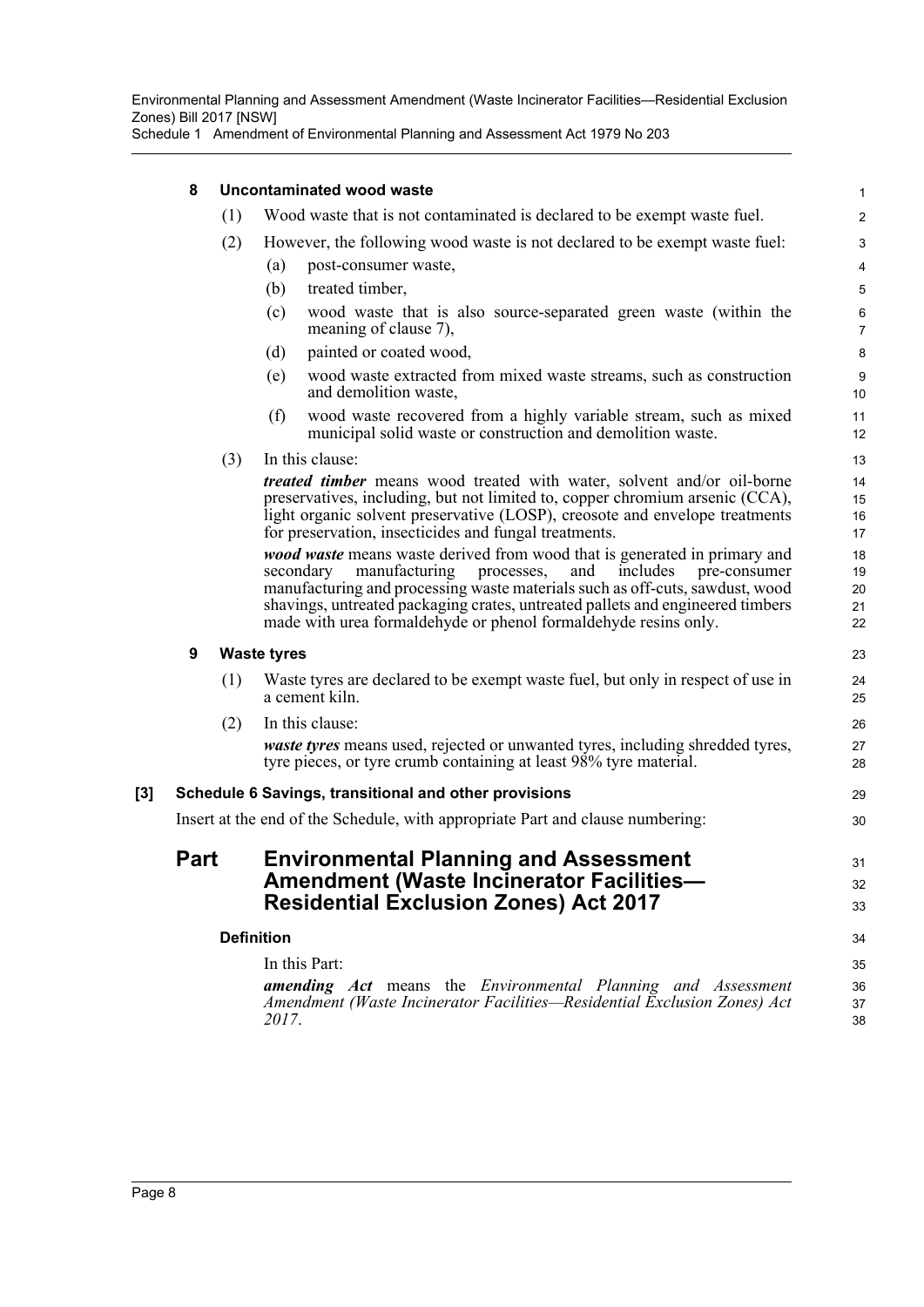**8 Uncontaminated wood waste**

(1) Wood waste that is not contaminated is declared to be exempt waste fuel.

(2) However, the following wood waste is not declared to be exempt waste fuel:

(a) post-consumer waste,

(b) treated timber,

(c) wood waste that is also source-separated green waste (within the meaning of clause 7),

(d) painted or coated wood,

(e) wood waste extracted from mixed waste streams, such as construction and demolition waste,

(f) wood waste recovered from a highly variable stream, such as mixed municipal solid waste or construction and demolition waste.

(3) In this clause:

***treated timber*** means wood treated with water, solvent and/or oil-borne preservatives, including, but not limited to, copper chromium arsenic (CCA), light organic solvent preservative (LOSP), creosote and envelope treatments for preservation, insecticides and fungal treatments.

***wood waste*** means waste derived from wood that is generated in primary and secondary manufacturing processes, and includes pre-consumer manufacturing and processing waste materials such as off-cuts, sawdust, wood shavings, untreated packaging crates, untreated pallets and engineered timbers made with urea formaldehyde or phenol formaldehyde resins only.

**9 Waste tyres**

(1) Waste tyres are declared to be exempt waste fuel, but only in respect of use in a cement kiln.

(2) In this clause:

***waste tyres*** means used, rejected or unwanted tyres, including shredded tyres, tyre pieces, or tyre crumb containing at least 98% tyre material.

**[3] Schedule 6 Savings, transitional and other provisions**

Insert at the end of the Schedule, with appropriate Part and clause numbering:

## Part Environmental Planning and Assessment Amendment (Waste Incinerator Facilities—Residential Exclusion Zones) Act 2017

**Definition**

In this Part:

***amending Act*** means the *Environmental Planning and Assessment Amendment (Waste Incinerator Facilities—Residential Exclusion Zones) Act 2017*.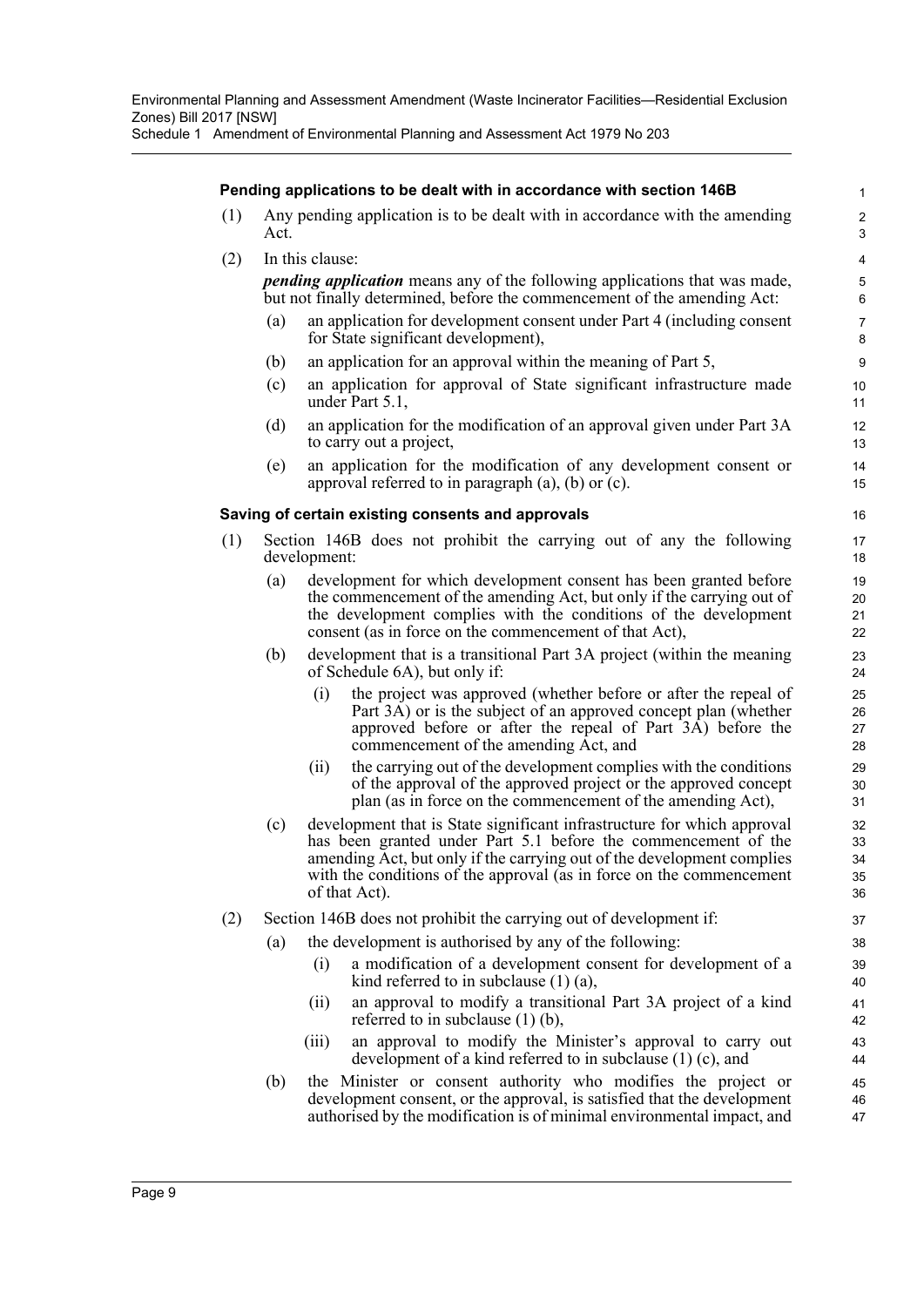**Pending applications to be dealt with in accordance with section 146B**

(1) Any pending application is to be dealt with in accordance with the amending Act.

(2) In this clause:

***pending application*** means any of the following applications that was made, but not finally determined, before the commencement of the amending Act:

- (a) an application for development consent under Part 4 (including consent for State significant development),
- (b) an application for an approval within the meaning of Part 5,
- (c) an application for approval of State significant infrastructure made under Part 5.1,
- (d) an application for the modification of an approval given under Part 3A to carry out a project,
- (e) an application for the modification of any development consent or approval referred to in paragraph (a), (b) or (c).

**Saving of certain existing consents and approvals**

(1) Section 146B does not prohibit the carrying out of any the following development:

- (a) development for which development consent has been granted before the commencement of the amending Act, but only if the carrying out of the development complies with the conditions of the development consent (as in force on the commencement of that Act),
- (b) development that is a transitional Part 3A project (within the meaning of Schedule 6A), but only if:
  - (i) the project was approved (whether before or after the repeal of Part 3A) or is the subject of an approved concept plan (whether approved before or after the repeal of Part 3A) before the commencement of the amending Act, and
  - (ii) the carrying out of the development complies with the conditions of the approval of the approved project or the approved concept plan (as in force on the commencement of the amending Act),
- (c) development that is State significant infrastructure for which approval has been granted under Part 5.1 before the commencement of the amending Act, but only if the carrying out of the development complies with the conditions of the approval (as in force on the commencement of that Act).

(2) Section 146B does not prohibit the carrying out of development if:

- (a) the development is authorised by any of the following:
  - (i) a modification of a development consent for development of a kind referred to in subclause (1) (a),
  - (ii) an approval to modify a transitional Part 3A project of a kind referred to in subclause (1) (b),
  - (iii) an approval to modify the Minister's approval to carry out development of a kind referred to in subclause (1) (c), and
- (b) the Minister or consent authority who modifies the project or development consent, or the approval, is satisfied that the development authorised by the modification is of minimal environmental impact, and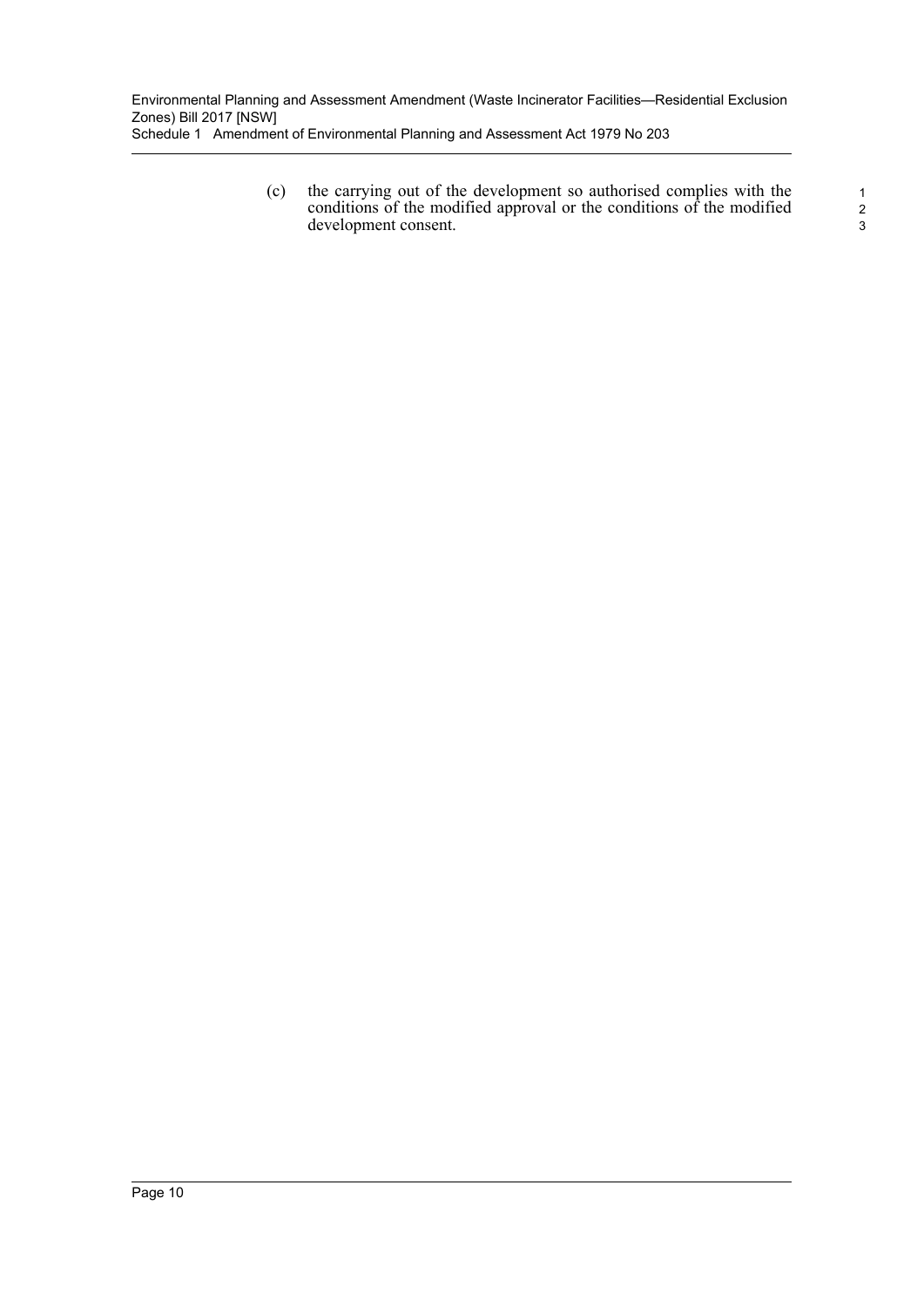(c) the carrying out of the development so authorised complies with the conditions of the modified approval or the conditions of the modified development consent.